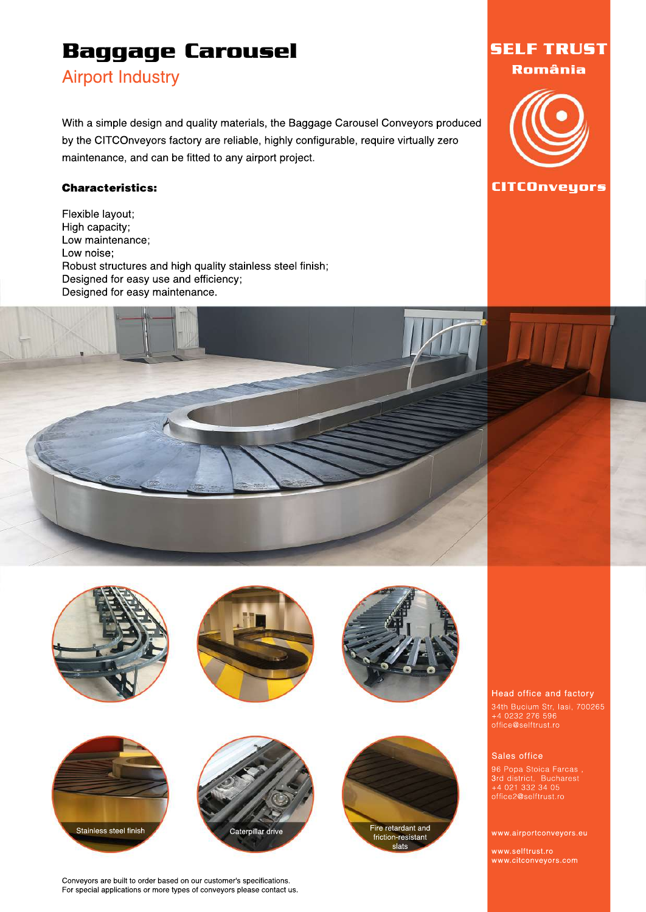# Baggage Carousel

## Airport Industry

With a simple design and quality materials, the Baggage Carousel Conveyors produced by the CITCOnveyors factory are reliable, highly configurable, require virtually zero maintenance, and can be fitted to any airport project.

**Characteristics:**

Flexible layout;
High capacity;
Low maintenance;
Low noise;
Robust structures and high quality stainless steel finish;
Designed for easy use and efficiency;
Designed for easy maintenance.

Stainless steel finish

Caterpillar drive

Fire retardant and friction-resistant slats

Conveyors are built to order based on our customer's specifications.
For special applications or more types of conveyors please contact us.

**SELF TRUST**
**România**

**CITCOnveyors**

Head office and factory
34th Bucium Str, Iasi, 700265
+4 0232 276 596
office@selftrust.ro

Sales office
96 Popa Stoica Farcas ,
3rd district, Bucharest
+4 021 332 34 05
office2@selftrust.ro

www.airportconveyors.eu

www.selftrust.ro
www.citconveyors.com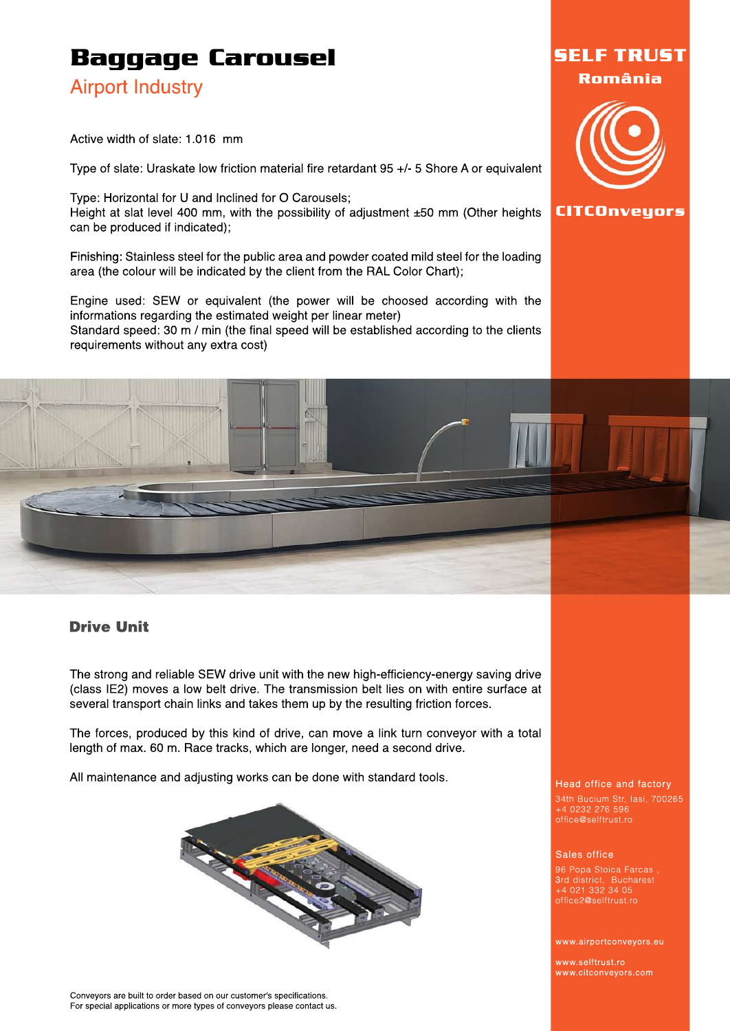# Baggage Carousel

## Airport Industry

Active width of slate: 1.016 mm

Type of slate: Uraskate low friction material fire retardant 95 +/- 5 Shore A or equivalent

Type: Horizontal for U and Inclined for O Carousels;
Height at slat level 400 mm, with the possibility of adjustment ±50 mm (Other heights can be produced if indicated);

Finishing: Stainless steel for the public area and powder coated mild steel for the loading area (the colour will be indicated by the client from the RAL Color Chart);

Engine used: SEW or equivalent (the power will be choosed according with the informations regarding the estimated weight per linear meter)
Standard speed: 30 m / min (the final speed will be established according to the clients requirements without any extra cost)

### Drive Unit

The strong and reliable SEW drive unit with the new high-efficiency-energy saving drive (class IE2) moves a low belt drive. The transmission belt lies on with entire surface at several transport chain links and takes them up by the resulting friction forces.

The forces, produced by this kind of drive, can move a link turn conveyor with a total length of max. 60 m. Race tracks, which are longer, need a second drive.

All maintenance and adjusting works can be done with standard tools.

Conveyors are built to order based on our customer's specifications.
For special applications or more types of conveyors please contact us.

**SELF TRUST**
**România**

**CITConveyors**

Head office and factory
34th Bucium Str, Iasi, 700265
+4 0232 276 596
office@selftrust.ro

Sales office
96 Popa Stoica Farcas ,
3rd district, Bucharest
+4 021 332 34 05
office2@selftrust.ro

www.airportconveyors.eu

www.selftrust.ro
www.citconveyors.com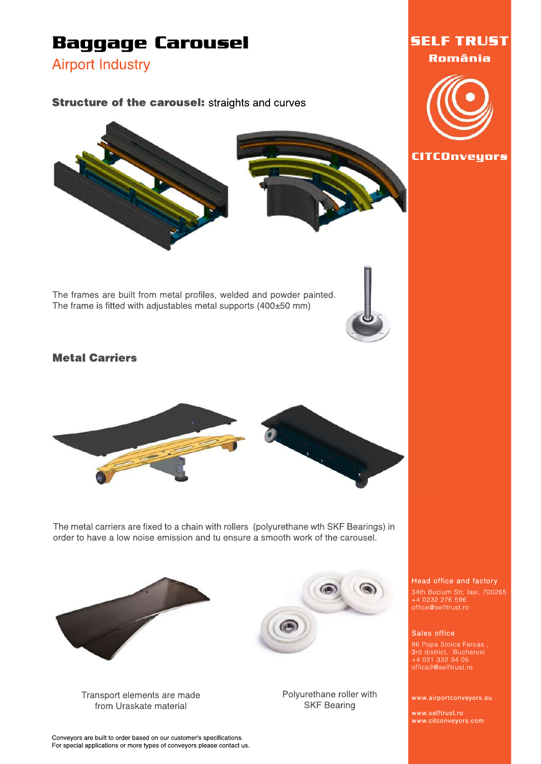# Baggage Carousel

## Airport Industry

### Structure of the carousel: straights and curves

The frames are built from metal profiles, welded and powder painted.
The frame is fitted with adjustables metal supports (400±50 mm)

### Metal Carriers

The metal carriers are fixed to a chain with rollers (polyurethane wth SKF Bearings) in order to have a low noise emission and tu ensure a smooth work of the carousel.

Transport elements are made from Uraskate material

Polyurethane roller with SKF Bearing

Conveyors are built to order based on our customer's specifications.
For special applications or more types of conveyors please contact us.

**SELF TRUST**
**România**

**CITCOnveyors**

Head office and factory
34th Bucium Str, Iasi, 700265
+4 0232 276 596
office@selftrust.ro

Sales office
96 Popa Stoica Farcas ,
3rd district, Bucharest
+4 021 332 34 05
office2@selftrust.ro

www.airportconveyors.eu

www.selftrust.ro
www.citconveyors.com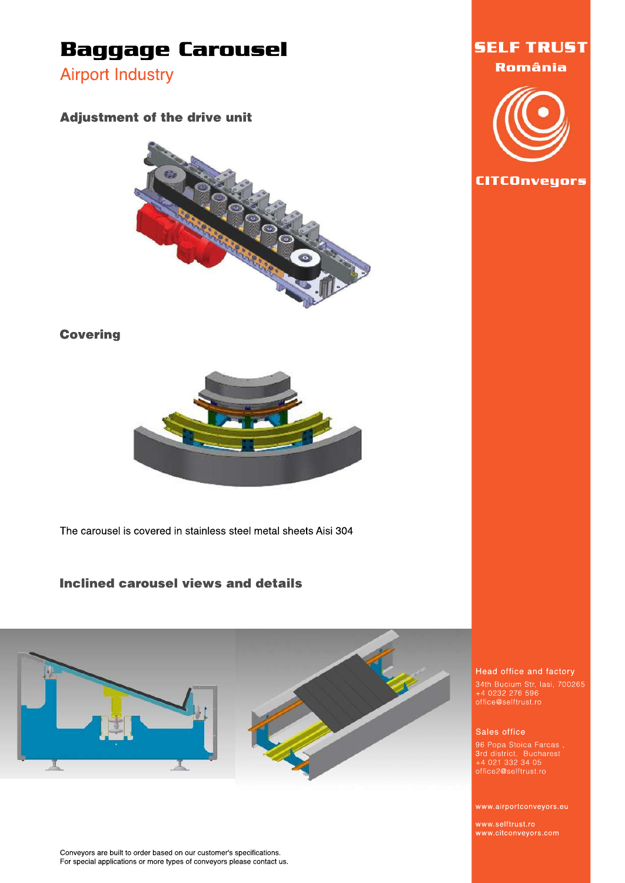# Baggage Carousel

Airport Industry

## Adjustment of the drive unit

## Covering

The carousel is covered in stainless steel metal sheets Aisi 304

## Inclined carousel views and details

Conveyors are built to order based on our customer's specifications.
For special applications or more types of conveyors please contact us.

**SELF TRUST**
**România**

**CITCOnveyors**

Head office and factory

34th Bucium Str, Iasi, 700265
+4 0232 276 596
office@selftrust.ro

Sales office

96 Popa Stoica Farcas ,
3rd district, Bucharest
+4 021 332 34 05
office2@selftrust.ro

www.airportconveyors.eu

www.selftrust.ro
www.citconveyors.com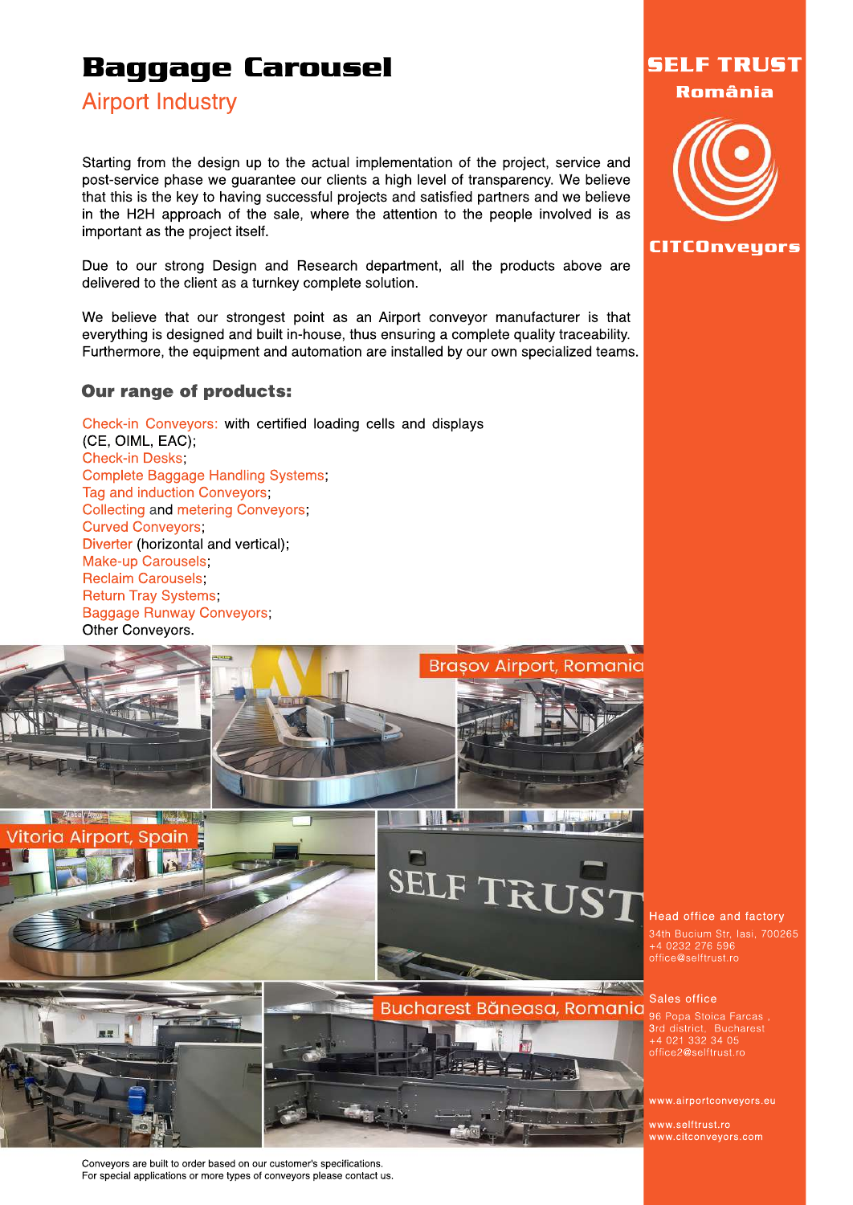# Baggage Carousel

## Airport Industry

Starting from the design up to the actual implementation of the project, service and post-service phase we guarantee our clients a high level of transparency. We believe that this is the key to having successful projects and satisfied partners and we believe in the H2H approach of the sale, where the attention to the people involved is as important as the project itself.

Due to our strong Design and Research department, all the products above are delivered to the client as a turnkey complete solution.

We believe that our strongest point as an Airport conveyor manufacturer is that everything is designed and built in-house, thus ensuring a complete quality traceability. Furthermore, the equipment and automation are installed by our own specialized teams.

### Our range of products:

Check-in Conveyors: with certified loading cells and displays (CE, OIML, EAC);
Check-in Desks;
Complete Baggage Handling Systems;
Tag and induction Conveyors;
Collecting and metering Conveyors;
Curved Conveyors;
Diverter (horizontal and vertical);
Make-up Carousels;
Reclaim Carousels;
Return Tray Systems;
Baggage Runway Conveyors;
Other Conveyors.

Brașov Airport, Romania

Vitoria Airport, Spain

Bucharest Băneasa, Romania

Conveyors are built to order based on our customer's specifications.
For special applications or more types of conveyors please contact us.

**SELF TRUST**
**România**

**CITCOnveyors**

Head office and factory
34th Bucium Str, Iasi, 700265
+4 0232 276 596
office@selftrust.ro

Sales office
96 Popa Stoica Farcas ,
3rd district, Bucharest
+4 021 332 34 05
office2@selftrust.ro

www.airportconveyors.eu

www.selftrust.ro
www.citconveyors.com